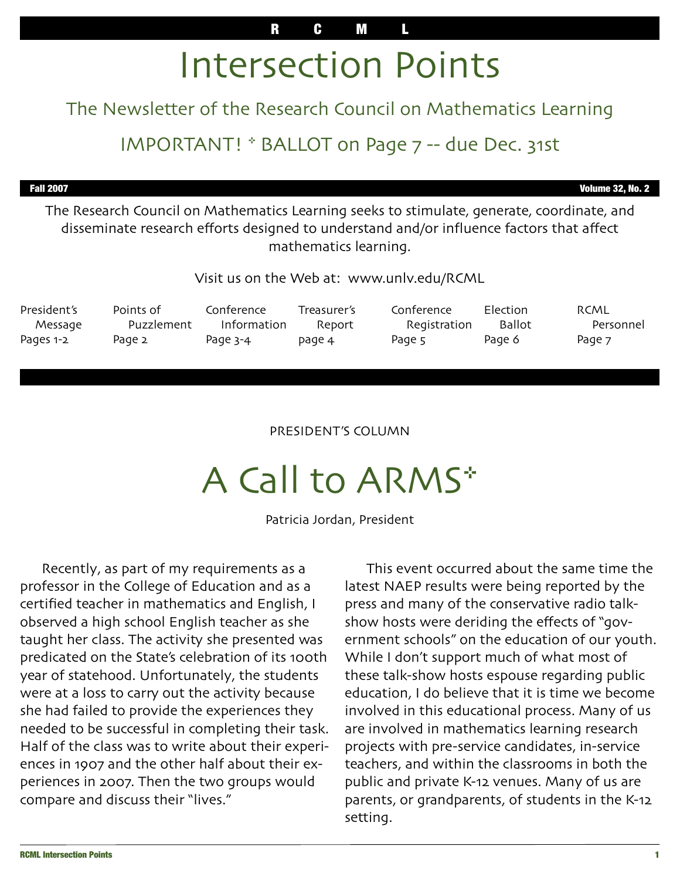R C M L

# Intersection Points

## The Newsletter of the Research Council on Mathematics Learning

## IMPORTANT! * BALLOT on Page 7 -- due Dec. 31st

**Fall 2007** **Volume 32, No. 2**

The Research Council on Mathematics Learning seeks to stimulate, generate, coordinate, and disseminate research efforts designed to understand and/or influence factors that affect mathematics learning.

Visit us on the Web at: www.unlv.edu/RCML

| President's Message | Points of Puzzlement | Conference Information | Treasurer's Report | Conference Registration | Election Ballot | RCML Personnel |
|---|---|---|---|---|---|---|
| Pages 1-2 | Page 2 | Page 3-4 | page 4 | Page 5 | Page 6 | Page 7 |

PRESIDENT'S COLUMN

# A Call to ARMS*

Patricia Jordan, President

Recently, as part of my requirements as a professor in the College of Education and as a certified teacher in mathematics and English, I observed a high school English teacher as she taught her class. The activity she presented was predicated on the State's celebration of its 100th year of statehood. Unfortunately, the students were at a loss to carry out the activity because she had failed to provide the experiences they needed to be successful in completing their task. Half of the class was to write about their experiences in 1907 and the other half about their experiences in 2007. Then the two groups would compare and discuss their "lives."

This event occurred about the same time the latest NAEP results were being reported by the press and many of the conservative radio talk-show hosts were deriding the effects of "government schools" on the education of our youth. While I don't support much of what most of these talk-show hosts espouse regarding public education, I do believe that it is time we become involved in this educational process. Many of us are involved in mathematics learning research projects with pre-service candidates, in-service teachers, and within the classrooms in both the public and private K-12 venues. Many of us are parents, or grandparents, of students in the K-12 setting.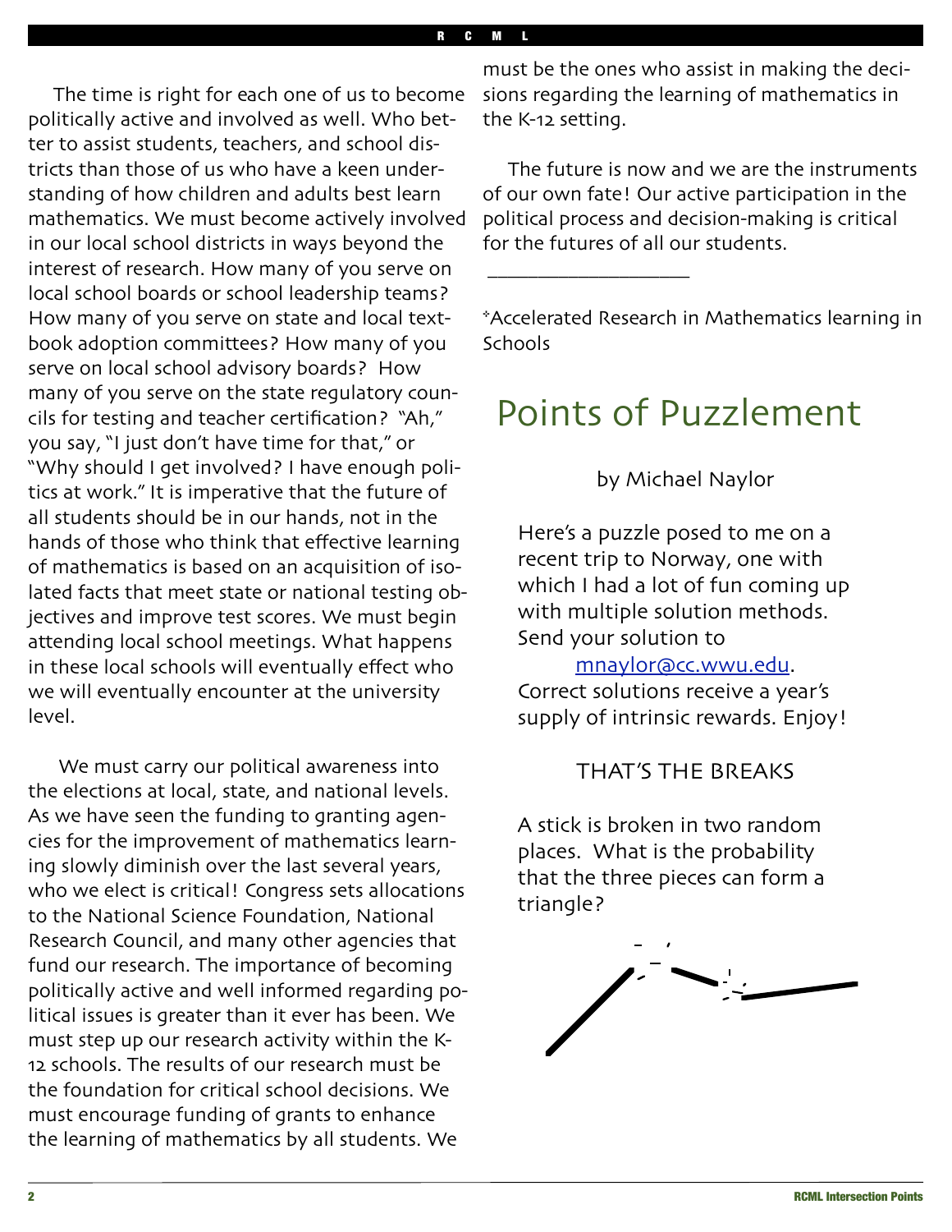The time is right for each one of us to become politically active and involved as well. Who better to assist students, teachers, and school districts than those of us who have a keen understanding of how children and adults best learn mathematics. We must become actively involved in our local school districts in ways beyond the interest of research. How many of you serve on local school boards or school leadership teams? How many of you serve on state and local textbook adoption committees? How many of you serve on local school advisory boards? How many of you serve on the state regulatory councils for testing and teacher certification? "Ah," you say, "I just don't have time for that," or "Why should I get involved? I have enough politics at work." It is imperative that the future of all students should be in our hands, not in the hands of those who think that effective learning of mathematics is based on an acquisition of isolated facts that meet state or national testing objectives and improve test scores. We must begin attending local school meetings. What happens in these local schools will eventually effect who we will eventually encounter at the university level.

We must carry our political awareness into the elections at local, state, and national levels. As we have seen the funding to granting agencies for the improvement of mathematics learning slowly diminish over the last several years, who we elect is critical! Congress sets allocations to the National Science Foundation, National Research Council, and many other agencies that fund our research. The importance of becoming politically active and well informed regarding political issues is greater than it ever has been. We must step up our research activity within the K-12 schools. The results of our research must be the foundation for critical school decisions. We must encourage funding of grants to enhance the learning of mathematics by all students. We must be the ones who assist in making the decisions regarding the learning of mathematics in the K-12 setting.

The future is now and we are the instruments of our own fate! Our active participation in the political process and decision-making is critical for the futures of all our students.

___________________

*Accelerated Research in Mathematics learning in Schools

# Points of Puzzlement

by Michael Naylor

Here's a puzzle posed to me on a recent trip to Norway, one with which I had a lot of fun coming up with multiple solution methods. Send your solution to mnaylor@cc.wwu.edu. Correct solutions receive a year's supply of intrinsic rewards. Enjoy!

## THAT'S THE BREAKS

A stick is broken in two random places. What is the probability that the three pieces can form a triangle?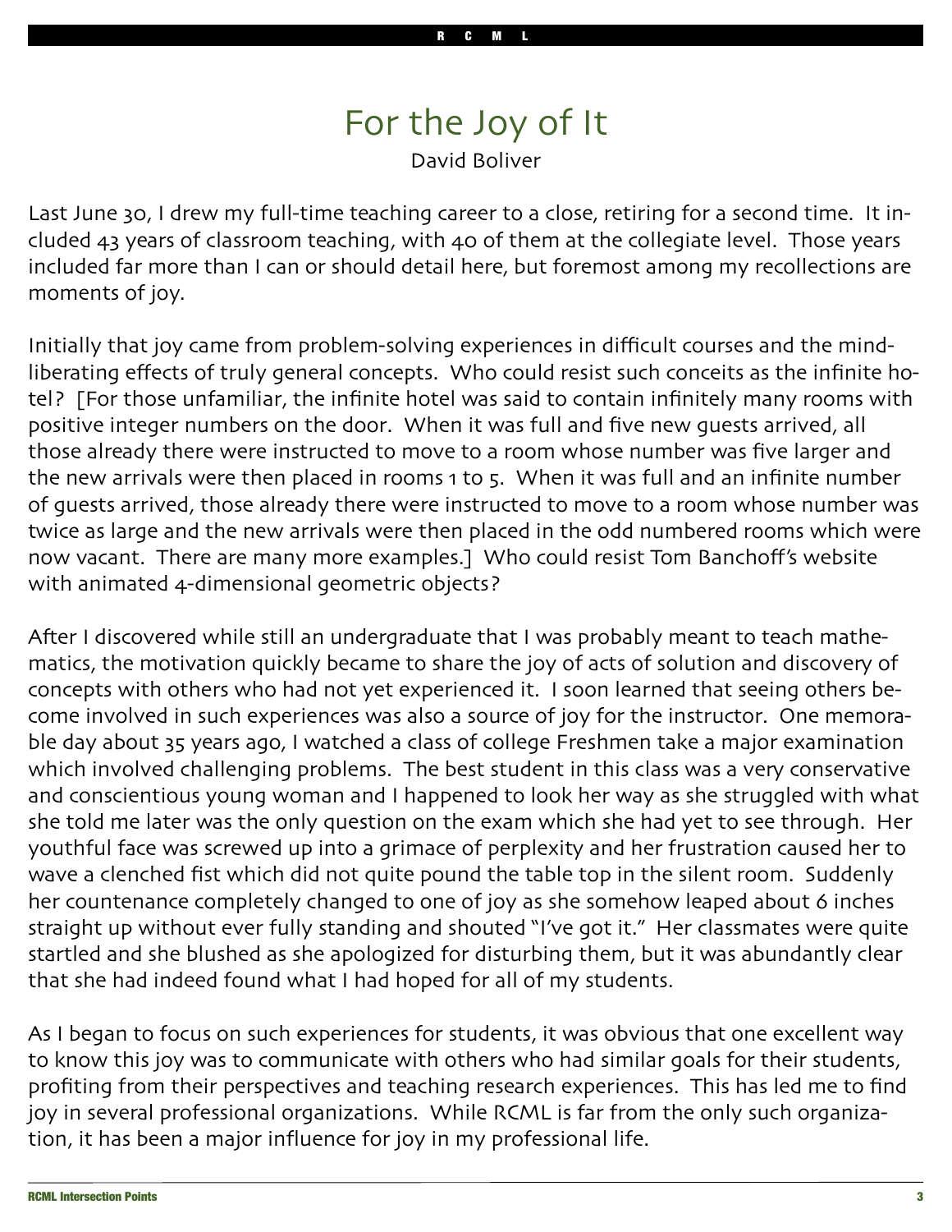# For the Joy of It

David Boliver

Last June 30, I drew my full-time teaching career to a close, retiring for a second time. It included 43 years of classroom teaching, with 40 of them at the collegiate level. Those years included far more than I can or should detail here, but foremost among my recollections are moments of joy.

Initially that joy came from problem-solving experiences in difficult courses and the mind-liberating effects of truly general concepts. Who could resist such conceits as the infinite hotel? [For those unfamiliar, the infinite hotel was said to contain infinitely many rooms with positive integer numbers on the door. When it was full and five new guests arrived, all those already there were instructed to move to a room whose number was five larger and the new arrivals were then placed in rooms 1 to 5. When it was full and an infinite number of guests arrived, those already there were instructed to move to a room whose number was twice as large and the new arrivals were then placed in the odd numbered rooms which were now vacant. There are many more examples.] Who could resist Tom Banchoff's website with animated 4-dimensional geometric objects?

After I discovered while still an undergraduate that I was probably meant to teach mathematics, the motivation quickly became to share the joy of acts of solution and discovery of concepts with others who had not yet experienced it. I soon learned that seeing others become involved in such experiences was also a source of joy for the instructor. One memorable day about 35 years ago, I watched a class of college Freshmen take a major examination which involved challenging problems. The best student in this class was a very conservative and conscientious young woman and I happened to look her way as she struggled with what she told me later was the only question on the exam which she had yet to see through. Her youthful face was screwed up into a grimace of perplexity and her frustration caused her to wave a clenched fist which did not quite pound the table top in the silent room. Suddenly her countenance completely changed to one of joy as she somehow leaped about 6 inches straight up without ever fully standing and shouted "I've got it." Her classmates were quite startled and she blushed as she apologized for disturbing them, but it was abundantly clear that she had indeed found what I had hoped for all of my students.

As I began to focus on such experiences for students, it was obvious that one excellent way to know this joy was to communicate with others who had similar goals for their students, profiting from their perspectives and teaching research experiences. This has led me to find joy in several professional organizations. While RCML is far from the only such organization, it has been a major influence for joy in my professional life.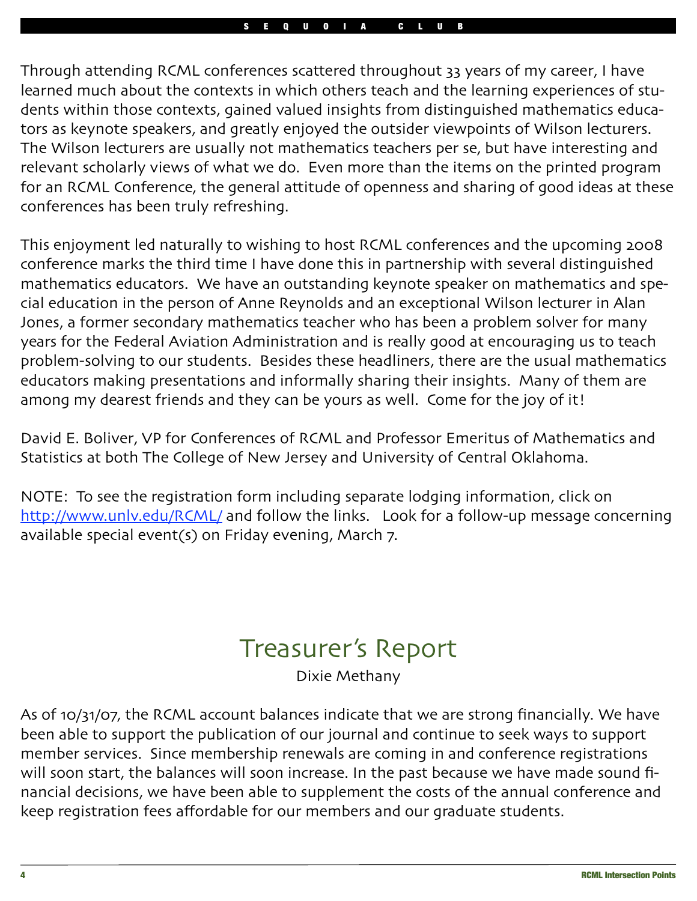Through attending RCML conferences scattered throughout 33 years of my career, I have learned much about the contexts in which others teach and the learning experiences of students within those contexts, gained valued insights from distinguished mathematics educators as keynote speakers, and greatly enjoyed the outsider viewpoints of Wilson lecturers. The Wilson lecturers are usually not mathematics teachers per se, but have interesting and relevant scholarly views of what we do. Even more than the items on the printed program for an RCML Conference, the general attitude of openness and sharing of good ideas at these conferences has been truly refreshing.

This enjoyment led naturally to wishing to host RCML conferences and the upcoming 2008 conference marks the third time I have done this in partnership with several distinguished mathematics educators. We have an outstanding keynote speaker on mathematics and special education in the person of Anne Reynolds and an exceptional Wilson lecturer in Alan Jones, a former secondary mathematics teacher who has been a problem solver for many years for the Federal Aviation Administration and is really good at encouraging us to teach problem-solving to our students. Besides these headliners, there are the usual mathematics educators making presentations and informally sharing their insights. Many of them are among my dearest friends and they can be yours as well. Come for the joy of it!

David E. Boliver, VP for Conferences of RCML and Professor Emeritus of Mathematics and Statistics at both The College of New Jersey and University of Central Oklahoma.

NOTE: To see the registration form including separate lodging information, click on http://www.unlv.edu/RCML/ and follow the links. Look for a follow-up message concerning available special event(s) on Friday evening, March 7.

# Treasurer's Report

Dixie Methany

As of 10/31/07, the RCML account balances indicate that we are strong financially. We have been able to support the publication of our journal and continue to seek ways to support member services. Since membership renewals are coming in and conference registrations will soon start, the balances will soon increase. In the past because we have made sound financial decisions, we have been able to supplement the costs of the annual conference and keep registration fees affordable for our members and our graduate students.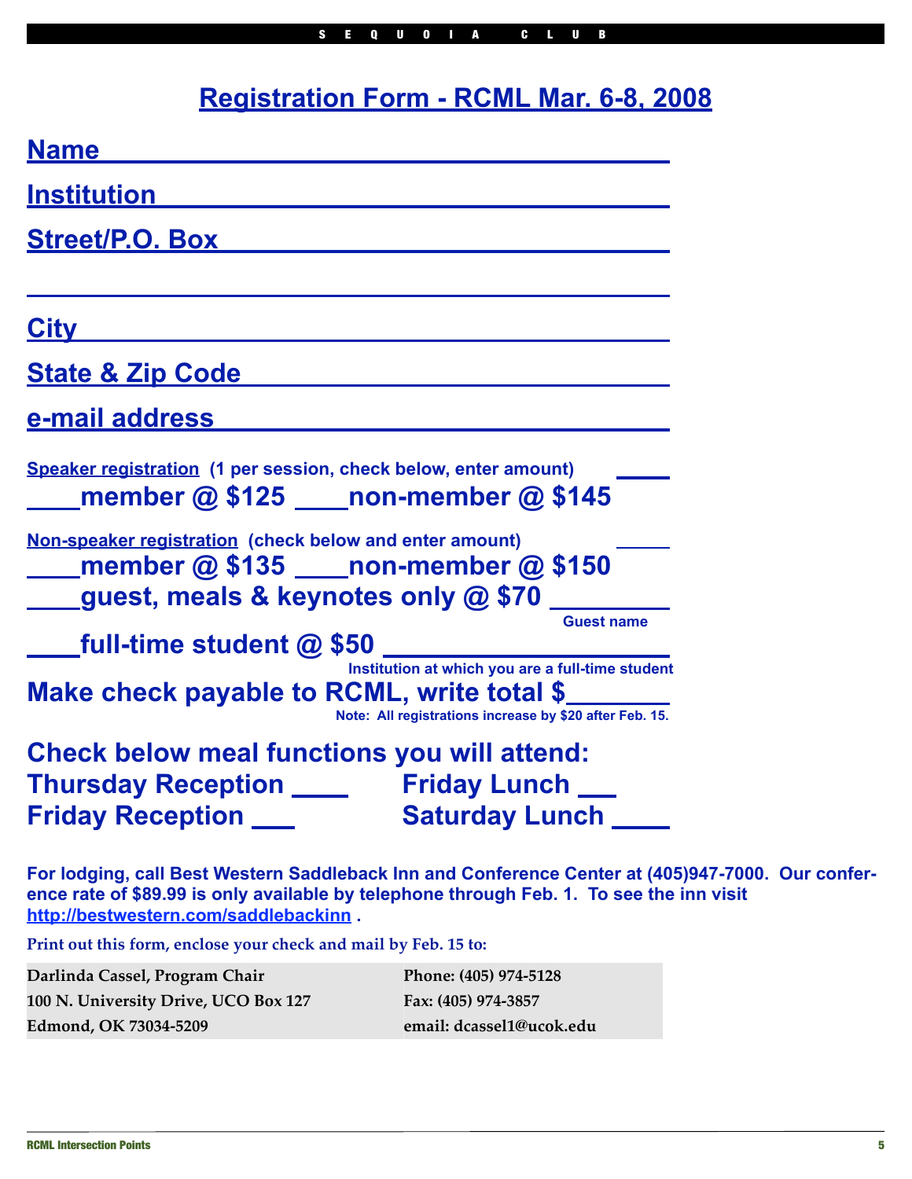# Registration Form - RCML Mar. 6-8, 2008

**Name** ________________________________

**Institution** ________________________________

**Street/P.O. Box** ________________________________

________________________________

**City** ________________________________

**State & Zip Code** ________________________________

**e-mail address** ________________________________

**Speaker registration** (1 per session, check below, enter amount) ____

____member @ $125 ____non-member @ $145

**Non-speaker registration** (check below and enter amount) ____

____member @ $135 ____non-member @ $150

____guest, meals & keynotes only @ $70 ________
Guest name

____full-time student @ $50 ____________________
Institution at which you are a full-time student

**Make check payable to RCML, write total $_______**

Note: All registrations increase by $20 after Feb. 15.

**Check below meal functions you will attend:**

Thursday Reception ____ Friday Lunch ___

Friday Reception ___ Saturday Lunch ____

For lodging, call Best Western Saddleback Inn and Conference Center at (405)947-7000. Our conference rate of $89.99 is only available by telephone through Feb. 1. To see the inn visit http://bestwestern.com/saddlebackinn .

Print out this form, enclose your check and mail by Feb. 15 to:

| | |
|---|---|
| Darlinda Cassel, Program Chair | Phone: (405) 974-5128 |
| 100 N. University Drive, UCO Box 127 | Fax: (405) 974-3857 |
| Edmond, OK 73034-5209 | email: dcassel1@ucok.edu |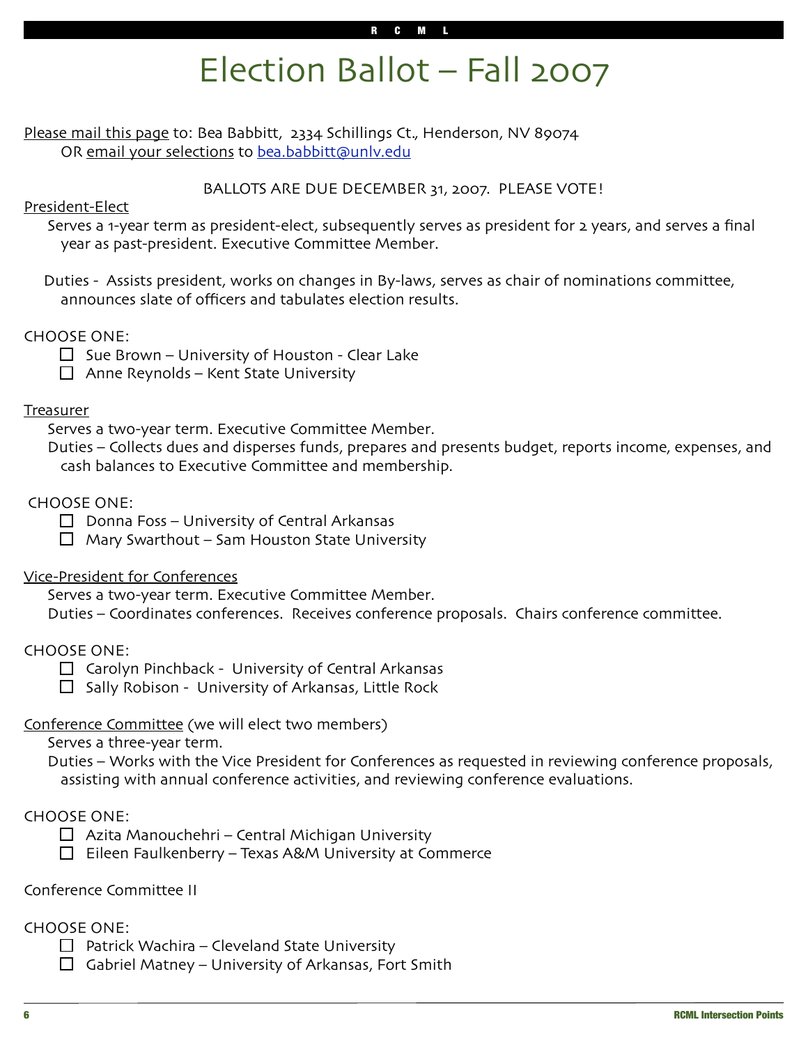# Election Ballot – Fall 2007

Please mail this page to: Bea Babbitt, 2334 Schillings Ct., Henderson, NV 89074
OR email your selections to bea.babbitt@unlv.edu

BALLOTS ARE DUE DECEMBER 31, 2007. PLEASE VOTE!

President-Elect

Serves a 1-year term as president-elect, subsequently serves as president for 2 years, and serves a final year as past-president. Executive Committee Member.

Duties - Assists president, works on changes in By-laws, serves as chair of nominations committee, announces slate of officers and tabulates election results.

CHOOSE ONE:

- ☐ Sue Brown – University of Houston - Clear Lake
- ☐ Anne Reynolds – Kent State University

Treasurer

Serves a two-year term. Executive Committee Member.
Duties – Collects dues and disperses funds, prepares and presents budget, reports income, expenses, and cash balances to Executive Committee and membership.

CHOOSE ONE:

- ☐ Donna Foss – University of Central Arkansas
- ☐ Mary Swarthout – Sam Houston State University

Vice-President for Conferences

Serves a two-year term. Executive Committee Member.
Duties – Coordinates conferences. Receives conference proposals. Chairs conference committee.

CHOOSE ONE:

- ☐ Carolyn Pinchback - University of Central Arkansas
- ☐ Sally Robison - University of Arkansas, Little Rock

Conference Committee (we will elect two members)

Serves a three-year term.
Duties – Works with the Vice President for Conferences as requested in reviewing conference proposals, assisting with annual conference activities, and reviewing conference evaluations.

CHOOSE ONE:

- ☐ Azita Manouchehri – Central Michigan University
- ☐ Eileen Faulkenberry – Texas A&M University at Commerce

Conference Committee II

CHOOSE ONE:

- ☐ Patrick Wachira – Cleveland State University
- ☐ Gabriel Matney – University of Arkansas, Fort Smith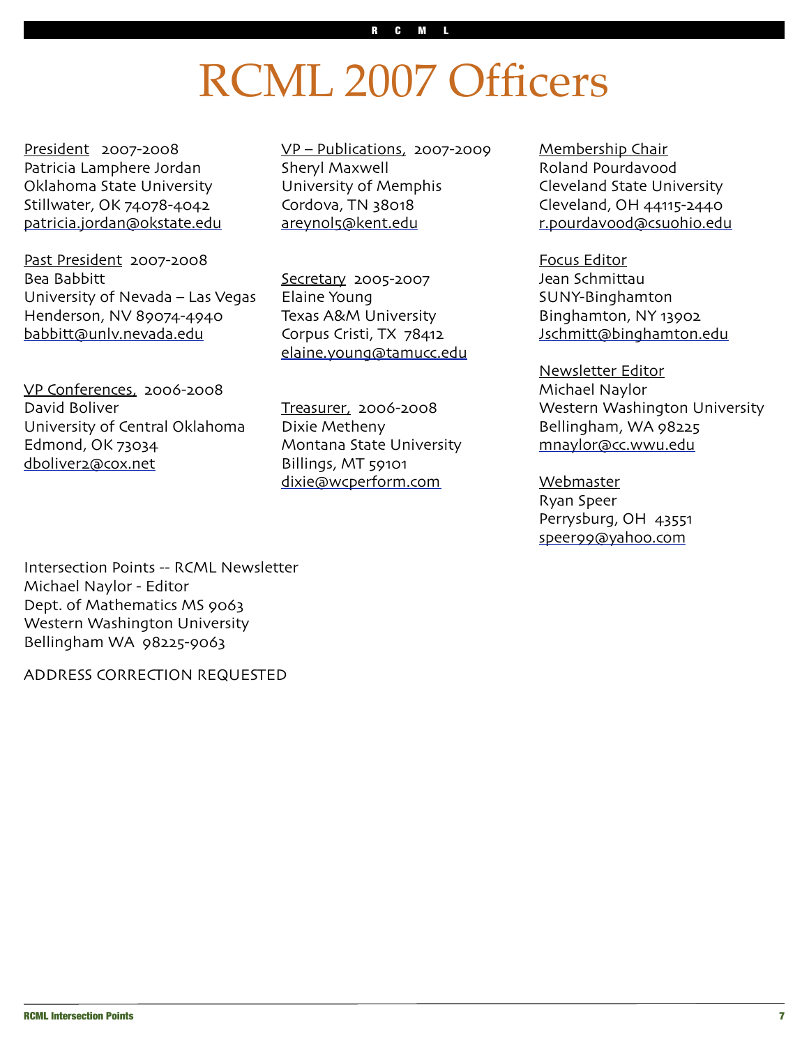# RCML 2007 Officers

President 2007-2008
Patricia Lamphere Jordan
Oklahoma State University
Stillwater, OK 74078-4042
patricia.jordan@okstate.edu

Past President 2007-2008
Bea Babbitt
University of Nevada – Las Vegas
Henderson, NV 89074-4940
babbitt@unlv.nevada.edu

VP Conferences, 2006-2008
David Boliver
University of Central Oklahoma
Edmond, OK 73034
dboliver2@cox.net

VP – Publications, 2007-2009
Sheryl Maxwell
University of Memphis
Cordova, TN 38018
areynol5@kent.edu

Secretary 2005-2007
Elaine Young
Texas A&M University
Corpus Cristi, TX 78412
elaine.young@tamucc.edu

Treasurer, 2006-2008
Dixie Metheny
Montana State University
Billings, MT 59101
dixie@wcperform.com

Membership Chair
Roland Pourdavood
Cleveland State University
Cleveland, OH 44115-2440
r.pourdavood@csuohio.edu

Focus Editor
Jean Schmittau
SUNY-Binghamton
Binghamton, NY 13902
Jschmitt@binghamton.edu

Newsletter Editor
Michael Naylor
Western Washington University
Bellingham, WA 98225
mnaylor@cc.wwu.edu

Webmaster
Ryan Speer
Perrysburg, OH 43551
speer99@yahoo.com

Intersection Points -- RCML Newsletter
Michael Naylor - Editor
Dept. of Mathematics MS 9063
Western Washington University
Bellingham WA 98225-9063

ADDRESS CORRECTION REQUESTED